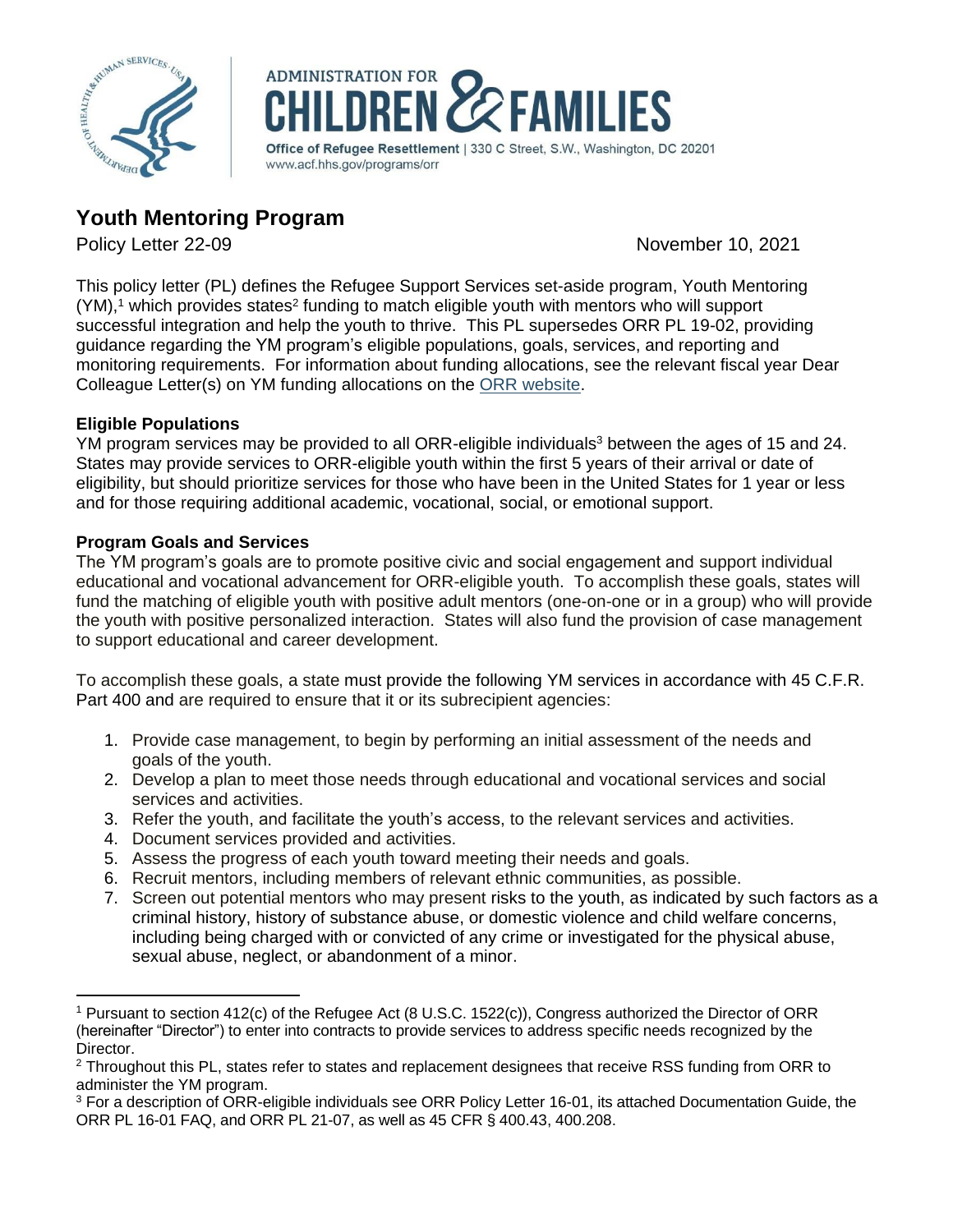ADMINISTRATION FOR CHILDREN & FAMILIES

Office of Refugee Resettlement | 330 C Street, S.W., Washington, DC 20201
www.acf.hhs.gov/programs/orr

## Youth Mentoring Program

Policy Letter 22-09 November 10, 2021

This policy letter (PL) defines the Refugee Support Services set-aside program, Youth Mentoring (YM),[1] which provides states[2] funding to match eligible youth with mentors who will support successful integration and help the youth to thrive. This PL supersedes ORR PL 19-02, providing guidance regarding the YM program's eligible populations, goals, services, and reporting and monitoring requirements. For information about funding allocations, see the relevant fiscal year Dear Colleague Letter(s) on YM funding allocations on the ORR website.

**Eligible Populations**

YM program services may be provided to all ORR-eligible individuals[3] between the ages of 15 and 24. States may provide services to ORR-eligible youth within the first 5 years of their arrival or date of eligibility, but should prioritize services for those who have been in the United States for 1 year or less and for those requiring additional academic, vocational, social, or emotional support.

**Program Goals and Services**

The YM program's goals are to promote positive civic and social engagement and support individual educational and vocational advancement for ORR-eligible youth. To accomplish these goals, states will fund the matching of eligible youth with positive adult mentors (one-on-one or in a group) who will provide the youth with positive personalized interaction. States will also fund the provision of case management to support educational and career development.

To accomplish these goals, a state must provide the following YM services in accordance with 45 C.F.R. Part 400 and are required to ensure that it or its subrecipient agencies:

1. Provide case management, to begin by performing an initial assessment of the needs and goals of the youth.
2. Develop a plan to meet those needs through educational and vocational services and social services and activities.
3. Refer the youth, and facilitate the youth's access, to the relevant services and activities.
4. Document services provided and activities.
5. Assess the progress of each youth toward meeting their needs and goals.
6. Recruit mentors, including members of relevant ethnic communities, as possible.
7. Screen out potential mentors who may present risks to the youth, as indicated by such factors as a criminal history, history of substance abuse, or domestic violence and child welfare concerns, including being charged with or convicted of any crime or investigated for the physical abuse, sexual abuse, neglect, or abandonment of a minor.

---

[1] Pursuant to section 412(c) of the Refugee Act (8 U.S.C. 1522(c)), Congress authorized the Director of ORR (hereinafter "Director") to enter into contracts to provide services to address specific needs recognized by the Director.

[2] Throughout this PL, states refer to states and replacement designees that receive RSS funding from ORR to administer the YM program.

[3] For a description of ORR-eligible individuals see ORR Policy Letter 16-01, its attached Documentation Guide, the ORR PL 16-01 FAQ, and ORR PL 21-07, as well as 45 CFR § 400.43, 400.208.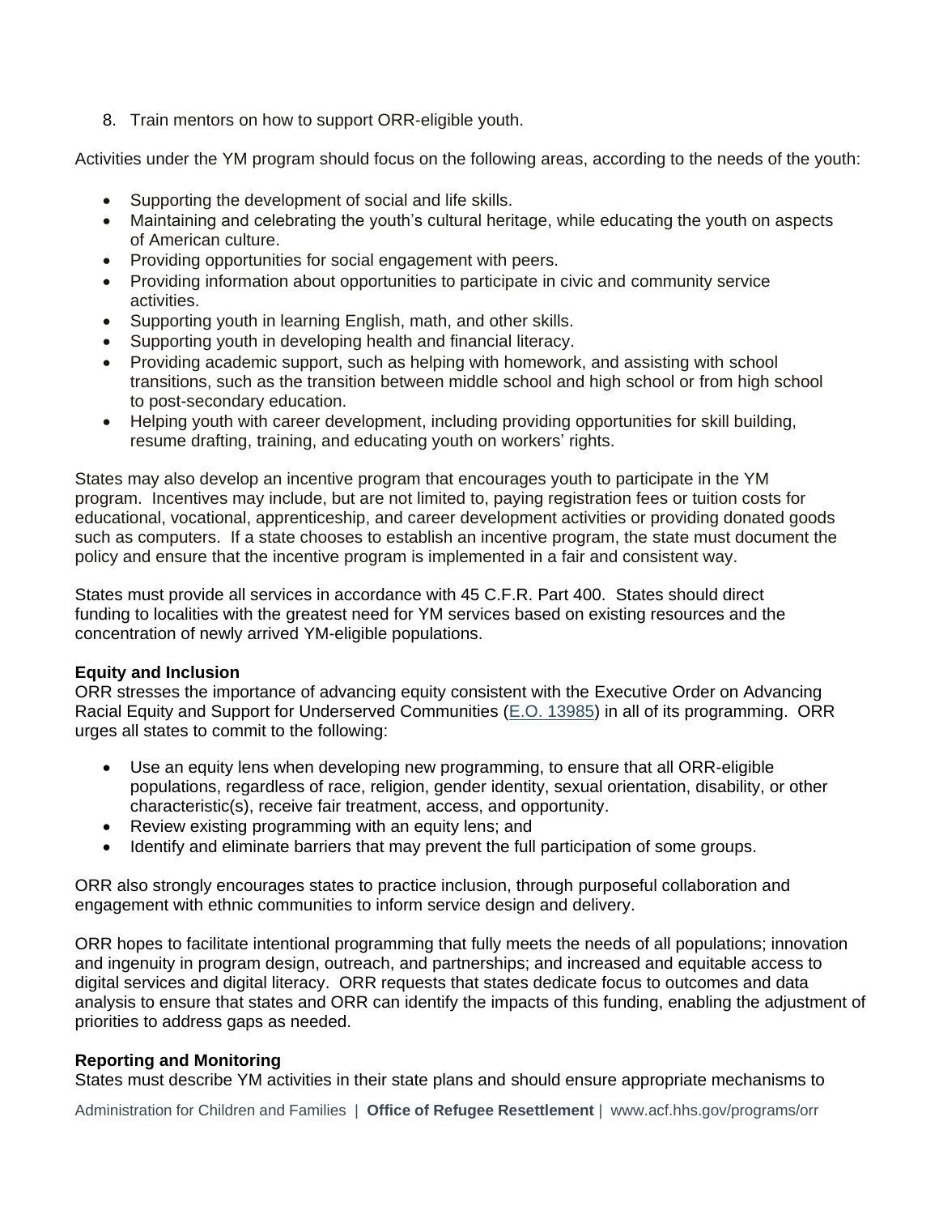8. Train mentors on how to support ORR-eligible youth.

Activities under the YM program should focus on the following areas, according to the needs of the youth:

- Supporting the development of social and life skills.
- Maintaining and celebrating the youth's cultural heritage, while educating the youth on aspects of American culture.
- Providing opportunities for social engagement with peers.
- Providing information about opportunities to participate in civic and community service activities.
- Supporting youth in learning English, math, and other skills.
- Supporting youth in developing health and financial literacy.
- Providing academic support, such as helping with homework, and assisting with school transitions, such as the transition between middle school and high school or from high school to post-secondary education.
- Helping youth with career development, including providing opportunities for skill building, resume drafting, training, and educating youth on workers' rights.

States may also develop an incentive program that encourages youth to participate in the YM program. Incentives may include, but are not limited to, paying registration fees or tuition costs for educational, vocational, apprenticeship, and career development activities or providing donated goods such as computers. If a state chooses to establish an incentive program, the state must document the policy and ensure that the incentive program is implemented in a fair and consistent way.

States must provide all services in accordance with 45 C.F.R. Part 400. States should direct funding to localities with the greatest need for YM services based on existing resources and the concentration of newly arrived YM-eligible populations.

**Equity and Inclusion**

ORR stresses the importance of advancing equity consistent with the Executive Order on Advancing Racial Equity and Support for Underserved Communities (E.O. 13985) in all of its programming. ORR urges all states to commit to the following:

- Use an equity lens when developing new programming, to ensure that all ORR-eligible populations, regardless of race, religion, gender identity, sexual orientation, disability, or other characteristic(s), receive fair treatment, access, and opportunity.
- Review existing programming with an equity lens; and
- Identify and eliminate barriers that may prevent the full participation of some groups.

ORR also strongly encourages states to practice inclusion, through purposeful collaboration and engagement with ethnic communities to inform service design and delivery.

ORR hopes to facilitate intentional programming that fully meets the needs of all populations; innovation and ingenuity in program design, outreach, and partnerships; and increased and equitable access to digital services and digital literacy. ORR requests that states dedicate focus to outcomes and data analysis to ensure that states and ORR can identify the impacts of this funding, enabling the adjustment of priorities to address gaps as needed.

**Reporting and Monitoring**

States must describe YM activities in their state plans and should ensure appropriate mechanisms to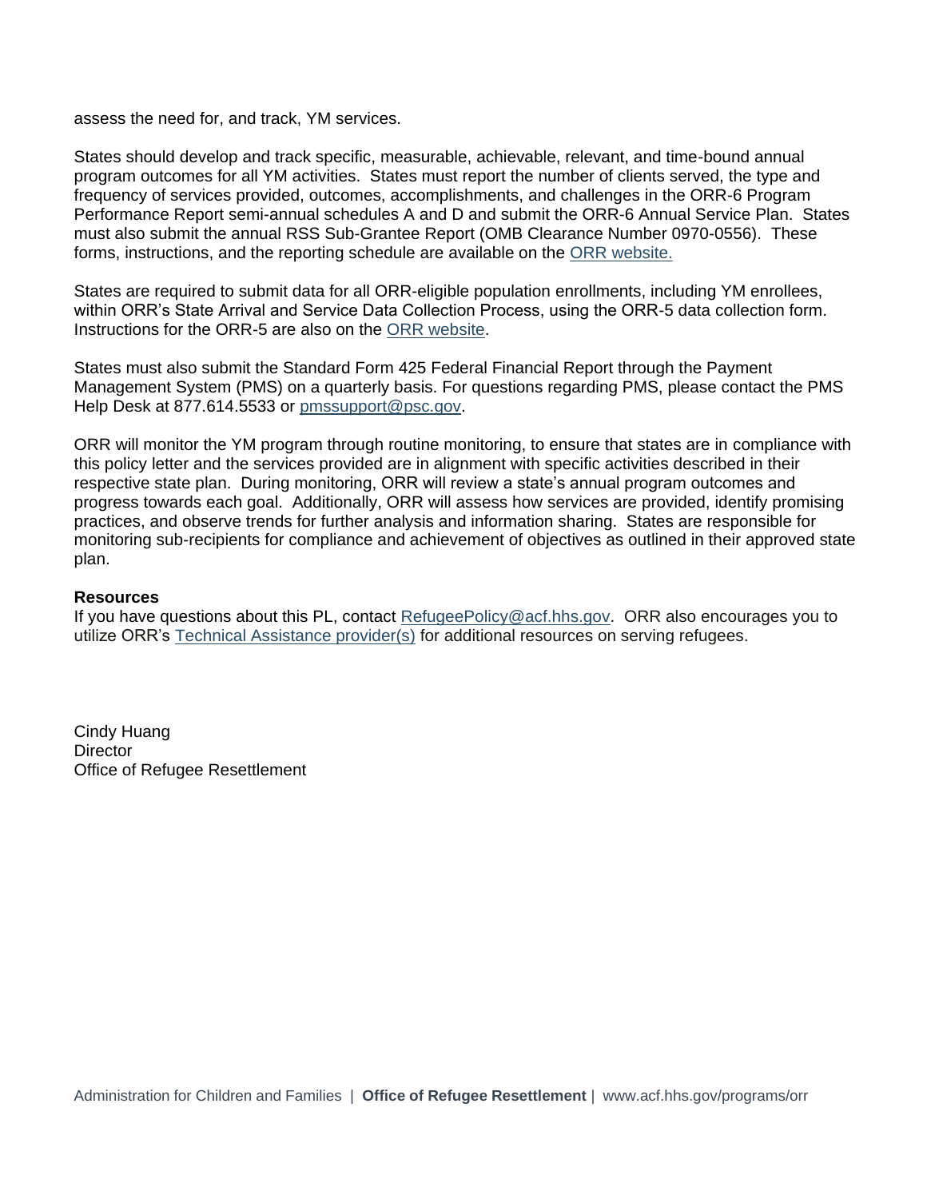assess the need for, and track, YM services.

States should develop and track specific, measurable, achievable, relevant, and time-bound annual program outcomes for all YM activities. States must report the number of clients served, the type and frequency of services provided, outcomes, accomplishments, and challenges in the ORR-6 Program Performance Report semi-annual schedules A and D and submit the ORR-6 Annual Service Plan. States must also submit the annual RSS Sub-Grantee Report (OMB Clearance Number 0970-0556). These forms, instructions, and the reporting schedule are available on the [ORR website.](#)

States are required to submit data for all ORR-eligible population enrollments, including YM enrollees, within ORR's State Arrival and Service Data Collection Process, using the ORR-5 data collection form. Instructions for the ORR-5 are also on the [ORR website](#).

States must also submit the Standard Form 425 Federal Financial Report through the Payment Management System (PMS) on a quarterly basis. For questions regarding PMS, please contact the PMS Help Desk at 877.614.5533 or pmssupport@psc.gov.

ORR will monitor the YM program through routine monitoring, to ensure that states are in compliance with this policy letter and the services provided are in alignment with specific activities described in their respective state plan. During monitoring, ORR will review a state's annual program outcomes and progress towards each goal. Additionally, ORR will assess how services are provided, identify promising practices, and observe trends for further analysis and information sharing. States are responsible for monitoring sub-recipients for compliance and achievement of objectives as outlined in their approved state plan.

**Resources**

If you have questions about this PL, contact RefugeePolicy@acf.hhs.gov. ORR also encourages you to utilize ORR's [Technical Assistance provider(s)](#) for additional resources on serving refugees.

Cindy Huang
Director
Office of Refugee Resettlement